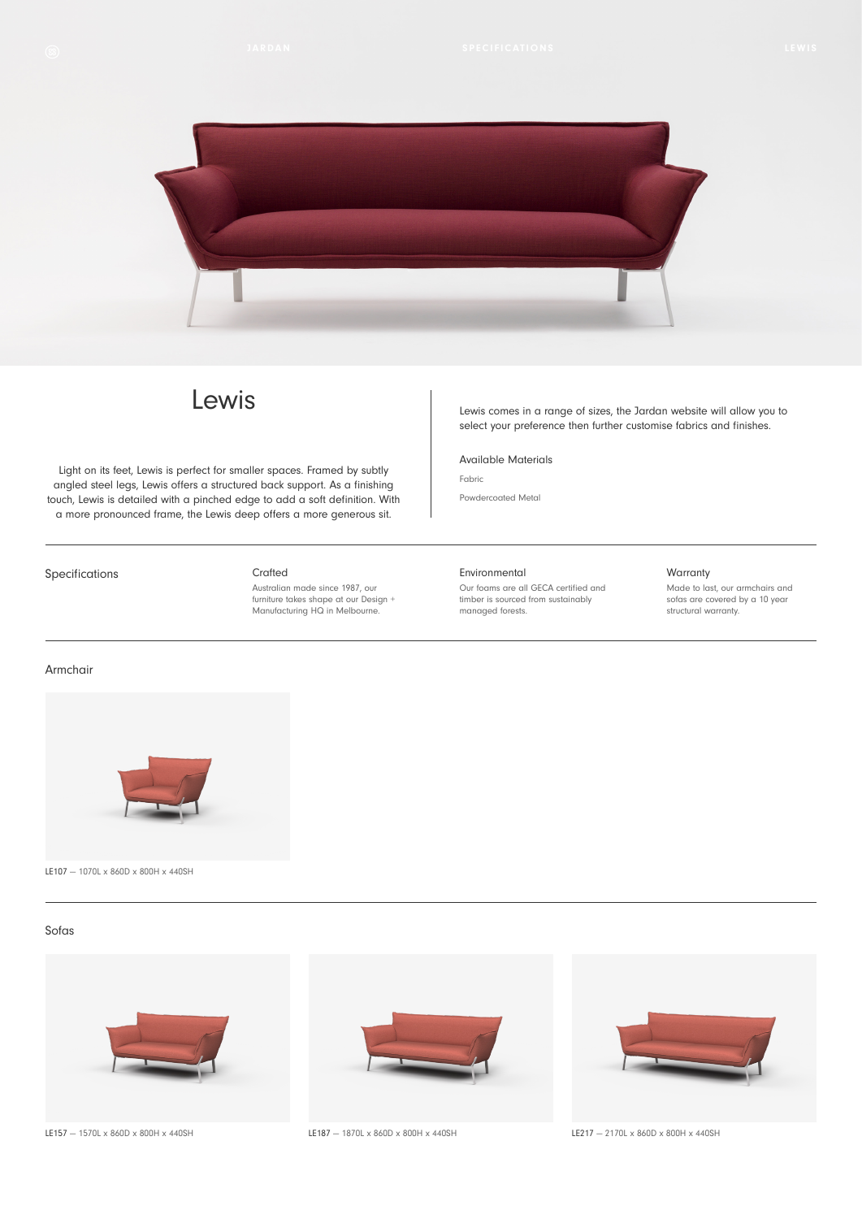# Lewis

Light on its feet, Lewis is perfect for smaller spaces. Framed by subtly angled steel legs, Lewis offers a structured back support. As a finishing touch, Lewis is detailed with a pinched edge to add a soft definition. With a more pronounced frame, the Lewis deep offers a more generous sit.

Lewis comes in a range of sizes, the Jardan website will allow you to select your preference then further customise fabrics and finishes.

Available Materials

Fabric

Powdercoated Metal

## Specifications

**Crafted**

Australian made since 1987, our furniture takes shape at our Design + Manufacturing HQ in Melbourne.

**Environmental**

Our foams are all GECA certified and timber is sourced from sustainably managed forests.

**Warranty**

Made to last, our armchairs and sofas are covered by a 10 year structural warranty.

## Armchair

LE107 — 1070L x 860D x 800H x 440SH

## Sofas

LE157 — 1570L x 860D x 800H x 440SH

LE187 — 1870L x 860D x 800H x 440SH

LE217 — 2170L x 860D x 800H x 440SH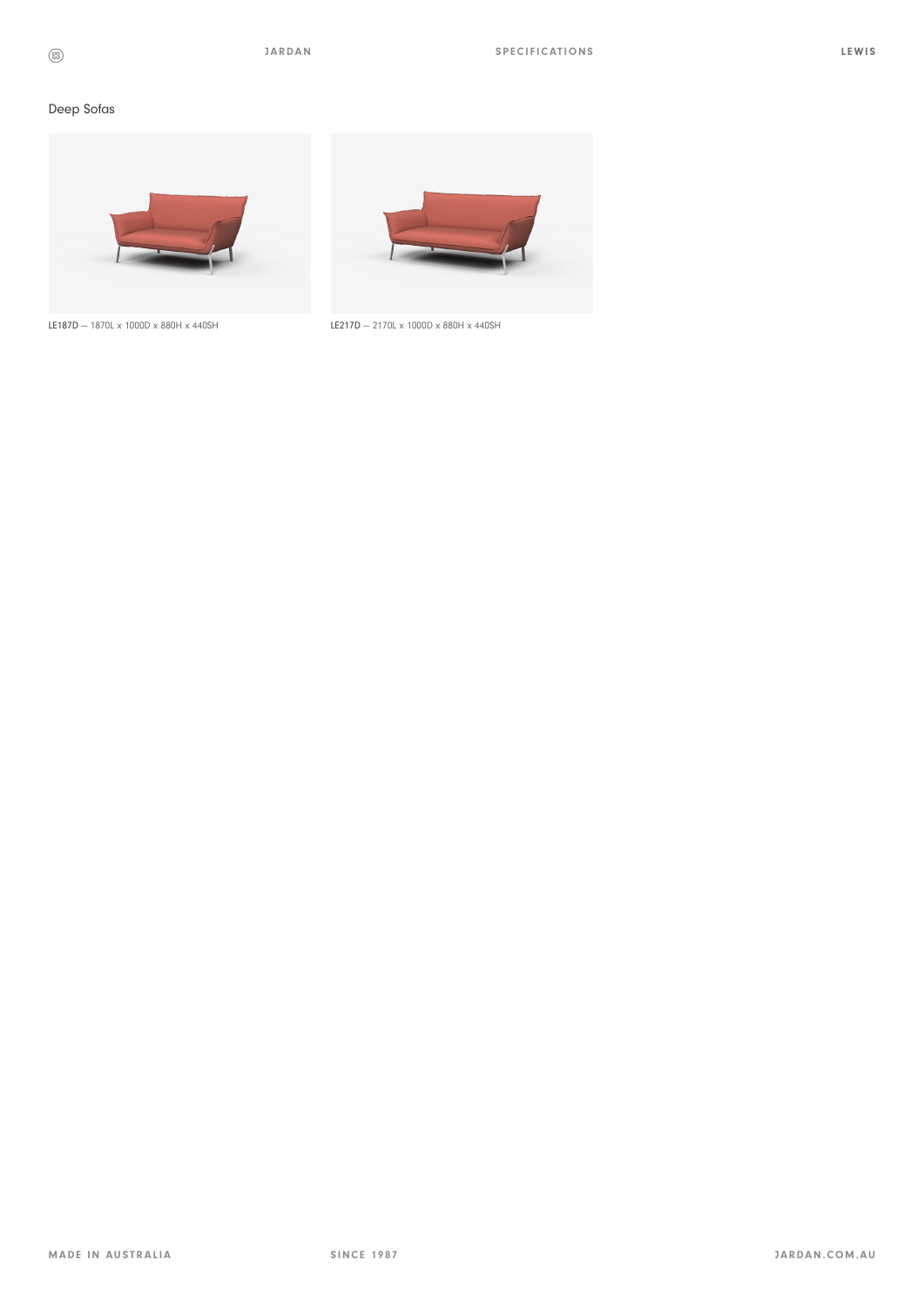## Deep Sofas

LE187D — 1870L x 1000D x 880H x 440SH

LE217D — 2170L x 1000D x 880H x 440SH